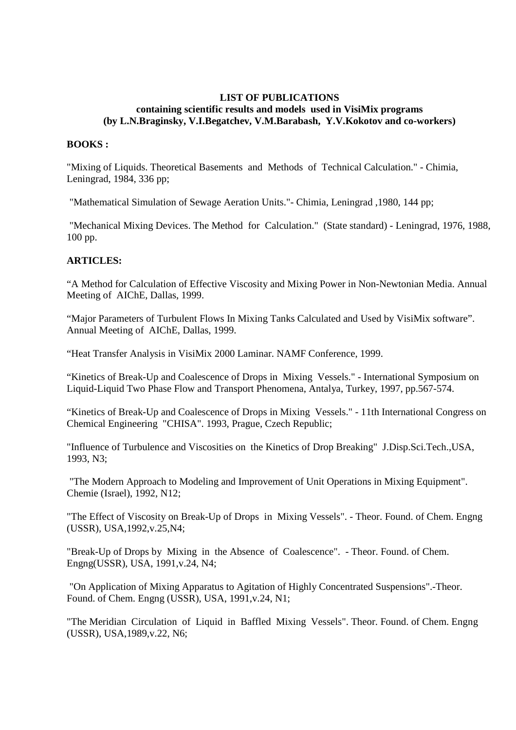**LIST OF PUBLICATIONS**
**containing scientific results and models used in VisiMix programs**
**(by L.N.Braginsky, V.I.Begatchev, V.M.Barabash, Y.V.Kokotov and co-workers)**

**BOOKS :**

"Mixing of Liquids. Theoretical Basements and Methods of Technical Calculation." - Chimia, Leningrad, 1984, 336 pp;

"Mathematical Simulation of Sewage Aeration Units."- Chimia, Leningrad ,1980, 144 pp;

"Mechanical Mixing Devices. The Method for Calculation." (State standard) - Leningrad, 1976, 1988, 100 pp.

**ARTICLES:**

"A Method for Calculation of Effective Viscosity and Mixing Power in Non-Newtonian Media. Annual Meeting of AIChE, Dallas, 1999.

"Major Parameters of Turbulent Flows In Mixing Tanks Calculated and Used by VisiMix software". Annual Meeting of AIChE, Dallas, 1999.

"Heat Transfer Analysis in VisiMix 2000 Laminar. NAMF Conference, 1999.

"Kinetics of Break-Up and Coalescence of Drops in Mixing Vessels." - International Symposium on Liquid-Liquid Two Phase Flow and Transport Phenomena, Antalya, Turkey, 1997, pp.567-574.

"Kinetics of Break-Up and Coalescence of Drops in Mixing Vessels." - 11th International Congress on Chemical Engineering "CHISA". 1993, Prague, Czech Republic;

"Influence of Turbulence and Viscosities on the Kinetics of Drop Breaking" J.Disp.Sci.Tech.,USA, 1993, N3;

"The Modern Approach to Modeling and Improvement of Unit Operations in Mixing Equipment". Chemie (Israel), 1992, N12;

"The Effect of Viscosity on Break-Up of Drops in Mixing Vessels". - Theor. Found. of Chem. Engng (USSR), USA,1992,v.25,N4;

"Break-Up of Drops by Mixing in the Absence of Coalescence". - Theor. Found. of Chem. Engng(USSR), USA, 1991,v.24, N4;

"On Application of Mixing Apparatus to Agitation of Highly Concentrated Suspensions".-Theor. Found. of Chem. Engng (USSR), USA, 1991,v.24, N1;

"The Meridian Circulation of Liquid in Baffled Mixing Vessels". Theor. Found. of Chem. Engng (USSR), USA,1989,v.22, N6;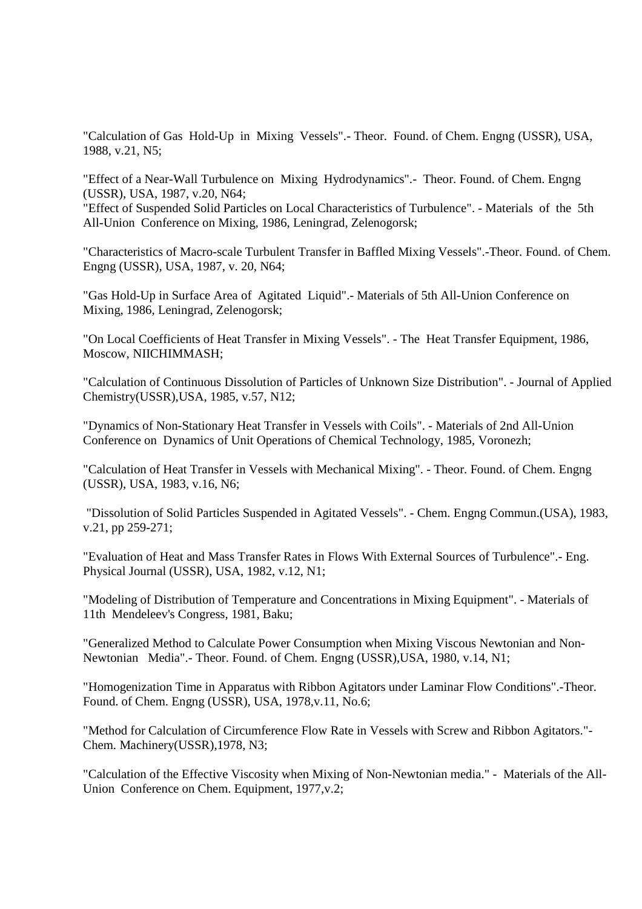"Calculation of Gas Hold-Up in Mixing Vessels".- Theor. Found. of Chem. Engng (USSR), USA, 1988, v.21, N5;

"Effect of a Near-Wall Turbulence on Mixing Hydrodynamics".- Theor. Found. of Chem. Engng (USSR), USA, 1987, v.20, N64;
"Effect of Suspended Solid Particles on Local Characteristics of Turbulence". - Materials of the 5th All-Union Conference on Mixing, 1986, Leningrad, Zelenogorsk;

"Characteristics of Macro-scale Turbulent Transfer in Baffled Mixing Vessels".-Theor. Found. of Chem. Engng (USSR), USA, 1987, v. 20, N64;

"Gas Hold-Up in Surface Area of Agitated Liquid".- Materials of 5th All-Union Conference on Mixing, 1986, Leningrad, Zelenogorsk;

"On Local Coefficients of Heat Transfer in Mixing Vessels". - The Heat Transfer Equipment, 1986, Moscow, NIICHIMMASH;

"Calculation of Continuous Dissolution of Particles of Unknown Size Distribution". - Journal of Applied Chemistry(USSR),USA, 1985, v.57, N12;

"Dynamics of Non-Stationary Heat Transfer in Vessels with Coils". - Materials of 2nd All-Union Conference on Dynamics of Unit Operations of Chemical Technology, 1985, Voronezh;

"Calculation of Heat Transfer in Vessels with Mechanical Mixing". - Theor. Found. of Chem. Engng (USSR), USA, 1983, v.16, N6;

"Dissolution of Solid Particles Suspended in Agitated Vessels". - Chem. Engng Commun.(USA), 1983, v.21, pp 259-271;

"Evaluation of Heat and Mass Transfer Rates in Flows With External Sources of Turbulence".- Eng. Physical Journal (USSR), USA, 1982, v.12, N1;

"Modeling of Distribution of Temperature and Concentrations in Mixing Equipment". - Materials of 11th Mendeleev's Congress, 1981, Baku;

"Generalized Method to Calculate Power Consumption when Mixing Viscous Newtonian and Non-Newtonian Media".- Theor. Found. of Chem. Engng (USSR),USA, 1980, v.14, N1;

"Homogenization Time in Apparatus with Ribbon Agitators under Laminar Flow Conditions".-Theor. Found. of Chem. Engng (USSR), USA, 1978,v.11, No.6;

"Method for Calculation of Circumference Flow Rate in Vessels with Screw and Ribbon Agitators."- Chem. Machinery(USSR),1978, N3;

"Calculation of the Effective Viscosity when Mixing of Non-Newtonian media." - Materials of the All-Union Conference on Chem. Equipment, 1977,v.2;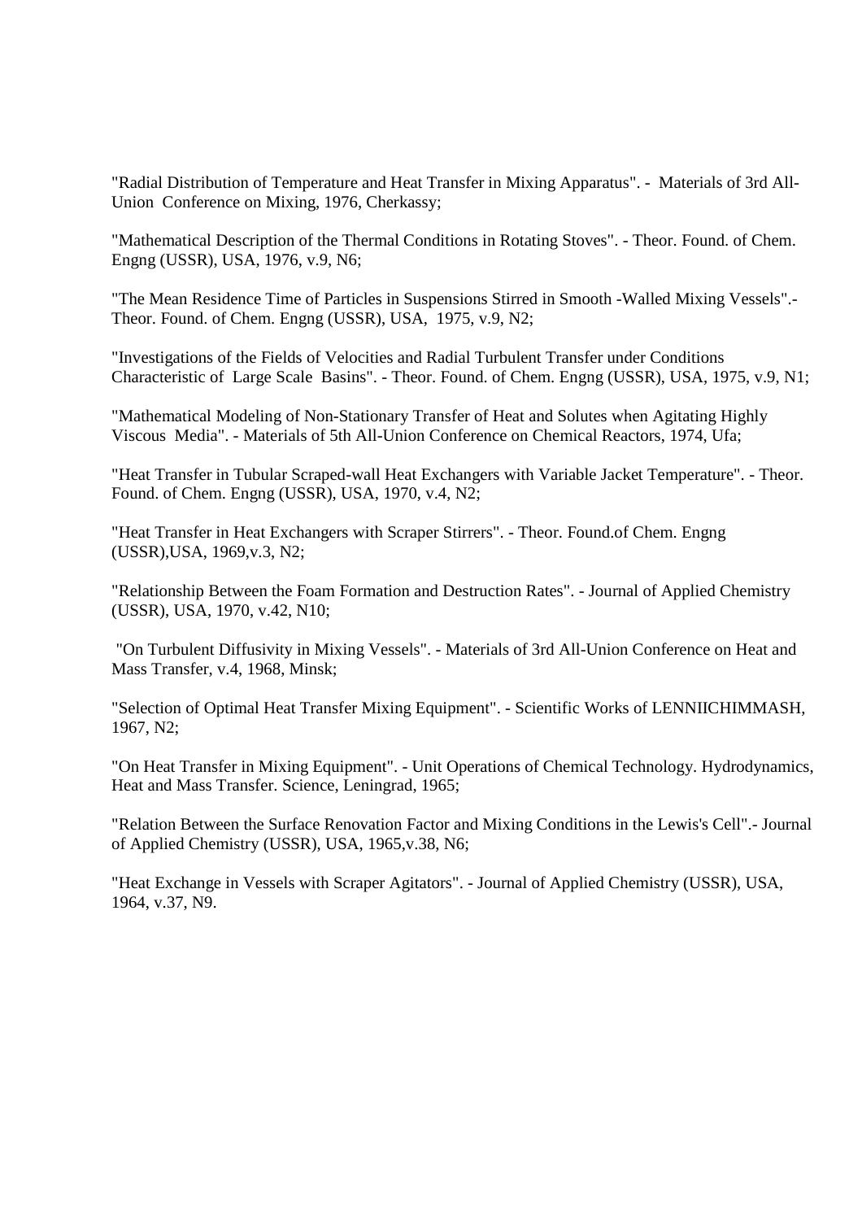"Radial Distribution of Temperature and Heat Transfer in Mixing Apparatus". - Materials of 3rd All-Union Conference on Mixing, 1976, Cherkassy;

"Mathematical Description of the Thermal Conditions in Rotating Stoves". - Theor. Found. of Chem. Engng (USSR), USA, 1976, v.9, N6;

"The Mean Residence Time of Particles in Suspensions Stirred in Smooth -Walled Mixing Vessels".- Theor. Found. of Chem. Engng (USSR), USA, 1975, v.9, N2;

"Investigations of the Fields of Velocities and Radial Turbulent Transfer under Conditions Characteristic of Large Scale Basins". - Theor. Found. of Chem. Engng (USSR), USA, 1975, v.9, N1;

"Mathematical Modeling of Non-Stationary Transfer of Heat and Solutes when Agitating Highly Viscous Media". - Materials of 5th All-Union Conference on Chemical Reactors, 1974, Ufa;

"Heat Transfer in Tubular Scraped-wall Heat Exchangers with Variable Jacket Temperature". - Theor. Found. of Chem. Engng (USSR), USA, 1970, v.4, N2;

"Heat Transfer in Heat Exchangers with Scraper Stirrers". - Theor. Found.of Chem. Engng (USSR),USA, 1969,v.3, N2;

"Relationship Between the Foam Formation and Destruction Rates". - Journal of Applied Chemistry (USSR), USA, 1970, v.42, N10;

"On Turbulent Diffusivity in Mixing Vessels". - Materials of 3rd All-Union Conference on Heat and Mass Transfer, v.4, 1968, Minsk;

"Selection of Optimal Heat Transfer Mixing Equipment". - Scientific Works of LENNIICHIMMASH, 1967, N2;

"On Heat Transfer in Mixing Equipment". - Unit Operations of Chemical Technology. Hydrodynamics, Heat and Mass Transfer. Science, Leningrad, 1965;

"Relation Between the Surface Renovation Factor and Mixing Conditions in the Lewis's Cell".- Journal of Applied Chemistry (USSR), USA, 1965,v.38, N6;

"Heat Exchange in Vessels with Scraper Agitators". - Journal of Applied Chemistry (USSR), USA, 1964, v.37, N9.